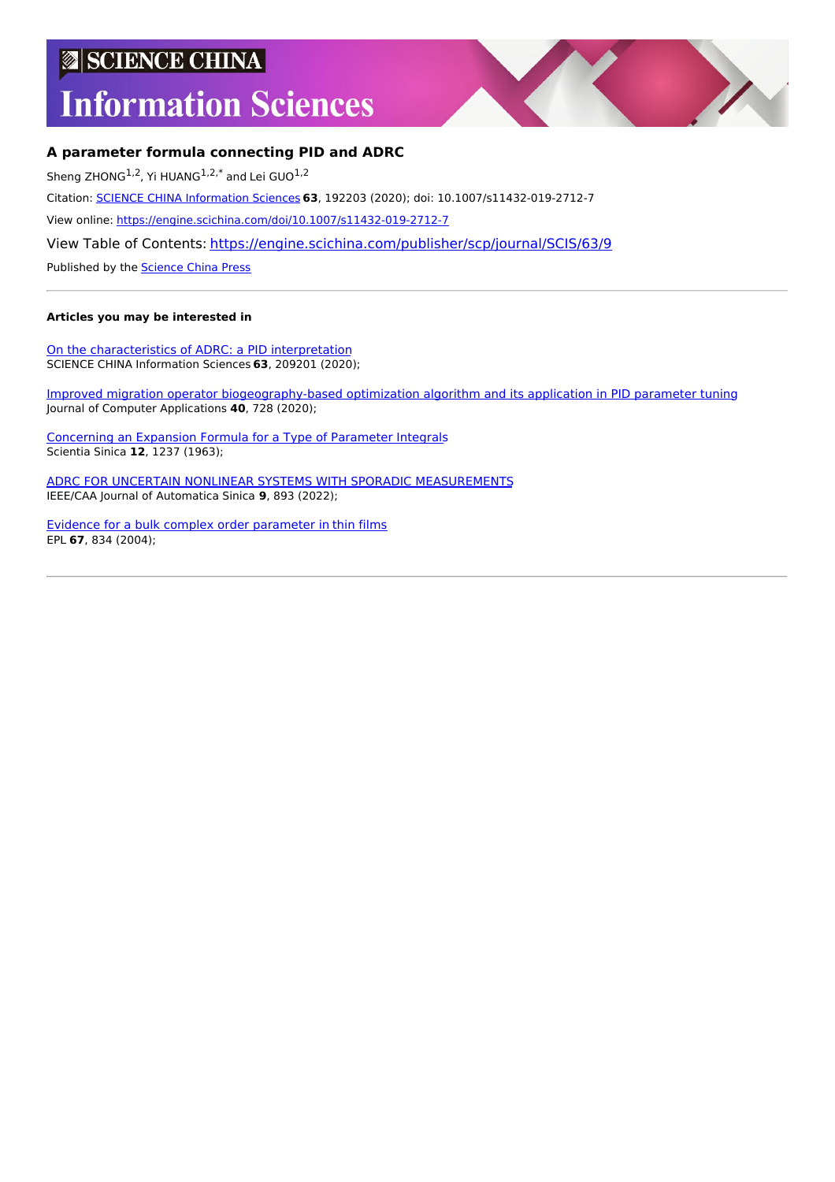# SCIENCE CHINA Information Sciences

### A parameter formula connecting PID and ADRC

Sheng ZHONG[1,2], Yi HUANG[1,2,*] and Lei GUO[1,2]

Citation: SCIENCE CHINA Information Sciences **63**, 192203 (2020); doi: 10.1007/s11432-019-2712-7

View online: https://engine.scichina.com/doi/10.1007/s11432-019-2712-7

View Table of Contents: https://engine.scichina.com/publisher/scp/journal/SCIS/63/9

Published by the Science China Press

---

**Articles you may be interested in**

On the characteristics of ADRC: a PID interpretation
SCIENCE CHINA Information Sciences **63**, 209201 (2020);

Improved migration operator biogeography-based optimization algorithm and its application in PID parameter tuning
Journal of Computer Applications **40**, 728 (2020);

Concerning an Expansion Formula for a Type of Parameter Integrals
Scientia Sinica **12**, 1237 (1963);

ADRC FOR UNCERTAIN NONLINEAR SYSTEMS WITH SPORADIC MEASUREMENTS
IEEE/CAA Journal of Automatica Sinica **9**, 893 (2022);

Evidence for a bulk complex order parameter in thin films
EPL **67**, 834 (2004);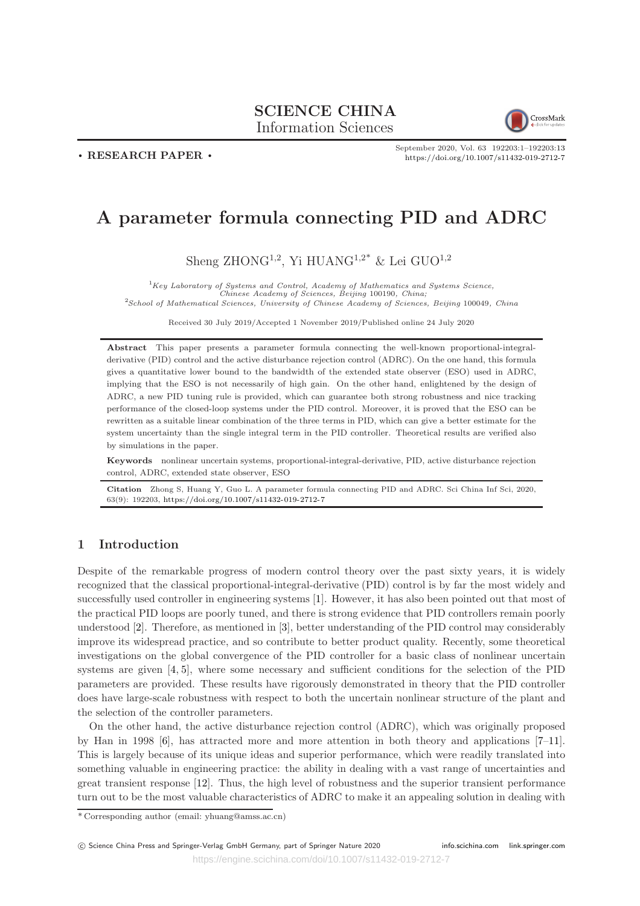# A parameter formula connecting PID and ADRC

Sheng ZHONG[1,2], Yi HUANG[1,2*] & Lei GUO[1,2]

[1]*Key Laboratory of Systems and Control, Academy of Mathematics and Systems Science, Chinese Academy of Sciences, Beijing* 100190*, China;*
[2]*School of Mathematical Sciences, University of Chinese Academy of Sciences, Beijing* 100049*, China*

Received 30 July 2019/Accepted 1 November 2019/Published online 24 July 2020

**Abstract** This paper presents a parameter formula connecting the well-known proportional-integral-derivative (PID) control and the active disturbance rejection control (ADRC). On the one hand, this formula gives a quantitative lower bound to the bandwidth of the extended state observer (ESO) used in ADRC, implying that the ESO is not necessarily of high gain. On the other hand, enlightened by the design of ADRC, a new PID tuning rule is provided, which can guarantee both strong robustness and nice tracking performance of the closed-loop systems under the PID control. Moreover, it is proved that the ESO can be rewritten as a suitable linear combination of the three terms in PID, which can give a better estimate for the system uncertainty than the single integral term in the PID controller. Theoretical results are verified also by simulations in the paper.

**Keywords** nonlinear uncertain systems, proportional-integral-derivative, PID, active disturbance rejection control, ADRC, extended state observer, ESO

**Citation** Zhong S, Huang Y, Guo L. A parameter formula connecting PID and ADRC. Sci China Inf Sci, 2020, 63(9): 192203, https://doi.org/10.1007/s11432-019-2712-7

## 1 Introduction

Despite of the remarkable progress of modern control theory over the past sixty years, it is widely recognized that the classical proportional-integral-derivative (PID) control is by far the most widely and successfully used controller in engineering systems [1]. However, it has also been pointed out that most of the practical PID loops are poorly tuned, and there is strong evidence that PID controllers remain poorly understood [2]. Therefore, as mentioned in [3], better understanding of the PID control may considerably improve its widespread practice, and so contribute to better product quality. Recently, some theoretical investigations on the global convergence of the PID controller for a basic class of nonlinear uncertain systems are given [4, 5], where some necessary and sufficient conditions for the selection of the PID parameters are provided. These results have rigorously demonstrated in theory that the PID controller does have large-scale robustness with respect to both the uncertain nonlinear structure of the plant and the selection of the controller parameters.

On the other hand, the active disturbance rejection control (ADRC), which was originally proposed by Han in 1998 [6], has attracted more and more attention in both theory and applications [7–11]. This is largely because of its unique ideas and superior performance, which were readily translated into something valuable in engineering practice: the ability in dealing with a vast range of uncertainties and great transient response [12]. Thus, the high level of robustness and the superior transient performance turn out to be the most valuable characteristics of ADRC to make it an appealing solution in dealing with

\* Corresponding author (email: yhuang@amss.ac.cn)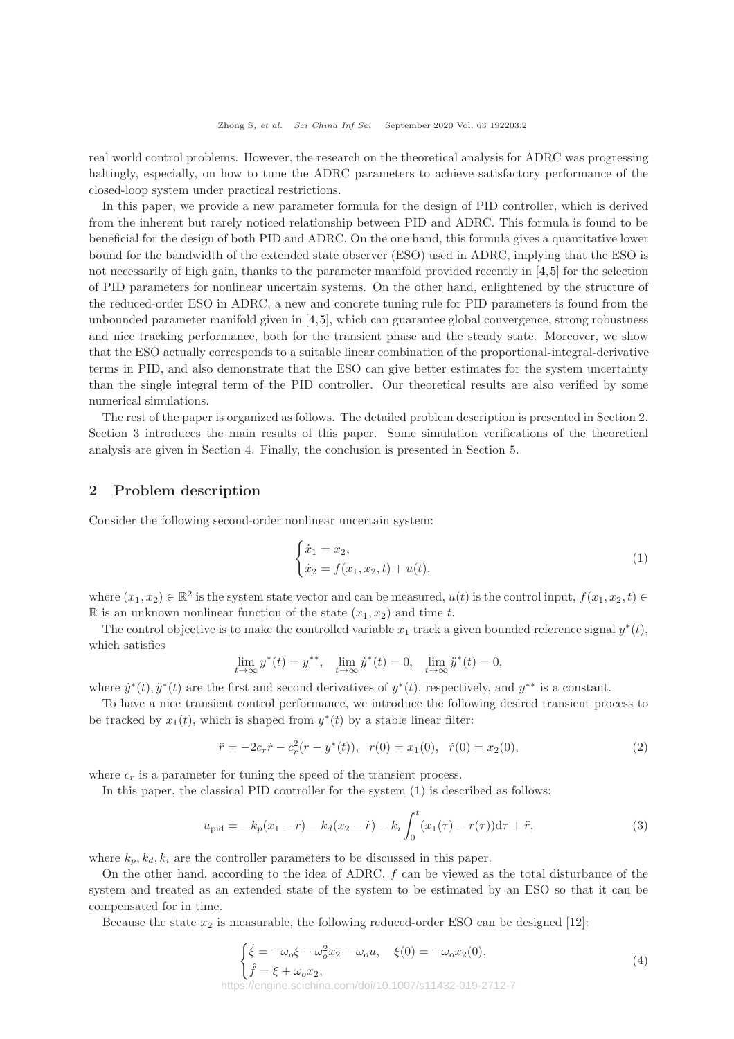real world control problems. However, the research on the theoretical analysis for ADRC was progressing haltingly, especially, on how to tune the ADRC parameters to achieve satisfactory performance of the closed-loop system under practical restrictions.

In this paper, we provide a new parameter formula for the design of PID controller, which is derived from the inherent but rarely noticed relationship between PID and ADRC. This formula is found to be beneficial for the design of both PID and ADRC. On the one hand, this formula gives a quantitative lower bound for the bandwidth of the extended state observer (ESO) used in ADRC, implying that the ESO is not necessarily of high gain, thanks to the parameter manifold provided recently in [4, 5] for the selection of PID parameters for nonlinear uncertain systems. On the other hand, enlightened by the structure of the reduced-order ESO in ADRC, a new and concrete tuning rule for PID parameters is found from the unbounded parameter manifold given in [4,5], which can guarantee global convergence, strong robustness and nice tracking performance, both for the transient phase and the steady state. Moreover, we show that the ESO actually corresponds to a suitable linear combination of the proportional-integral-derivative terms in PID, and also demonstrate that the ESO can give better estimates for the system uncertainty than the single integral term of the PID controller. Our theoretical results are also verified by some numerical simulations.

The rest of the paper is organized as follows. The detailed problem description is presented in Section 2. Section 3 introduces the main results of this paper. Some simulation verifications of the theoretical analysis are given in Section 4. Finally, the conclusion is presented in Section 5.

## 2 Problem description

Consider the following second-order nonlinear uncertain system:

$$\begin{cases} \dot{x}_1 = x_2, \\ \dot{x}_2 = f(x_1, x_2, t) + u(t), \end{cases} \tag{1}$$

where $(x_1, x_2) \in \mathbb{R}^2$ is the system state vector and can be measured, $u(t)$ is the control input, $f(x_1, x_2, t) \in \mathbb{R}$ is an unknown nonlinear function of the state $(x_1, x_2)$ and time $t$.

The control objective is to make the controlled variable $x_1$ track a given bounded reference signal $y^*(t)$, which satisfies

$$\lim_{t\to\infty} y^*(t) = y^{**}, \quad \lim_{t\to\infty} \dot{y}^*(t) = 0, \quad \lim_{t\to\infty} \ddot{y}^*(t) = 0,$$

where $\dot{y}^*(t), \ddot{y}^*(t)$ are the first and second derivatives of $y^*(t)$, respectively, and $y^{**}$ is a constant.

To have a nice transient control performance, we introduce the following desired transient process to be tracked by $x_1(t)$, which is shaped from $y^*(t)$ by a stable linear filter:

$$\ddot{r} = -2c_r\dot{r} - c_r^2(r - y^*(t)), \quad r(0) = x_1(0), \quad \dot{r}(0) = x_2(0), \tag{2}$$

where $c_r$ is a parameter for tuning the speed of the transient process.

In this paper, the classical PID controller for the system (1) is described as follows:

$$u_{\text{pid}} = -k_p(x_1 - r) - k_d(x_2 - \dot{r}) - k_i \int_0^t (x_1(\tau) - r(\tau))\mathrm{d}\tau + \ddot{r}, \tag{3}$$

where $k_p, k_d, k_i$ are the controller parameters to be discussed in this paper.

On the other hand, according to the idea of ADRC, $f$ can be viewed as the total disturbance of the system and treated as an extended state of the system to be estimated by an ESO so that it can be compensated for in time.

Because the state $x_2$ is measurable, the following reduced-order ESO can be designed [12]:

$$\begin{cases} \dot{\xi} = -\omega_o\xi - \omega_o^2 x_2 - \omega_o u, \quad \xi(0) = -\omega_o x_2(0), \\ \hat{f} = \xi + \omega_o x_2, \end{cases} \tag{4}$$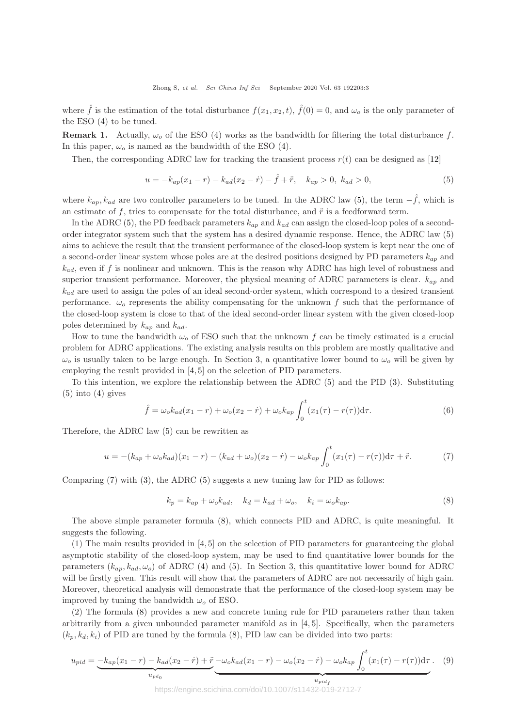where $\hat{f}$ is the estimation of the total disturbance $f(x_1, x_2, t)$, $\hat{f}(0) = 0$, and $\omega_o$ is the only parameter of the ESO (4) to be tuned.

**Remark 1.** Actually, $\omega_o$ of the ESO (4) works as the bandwidth for filtering the total disturbance $f$. In this paper, $\omega_o$ is named as the bandwidth of the ESO (4).

Then, the corresponding ADRC law for tracking the transient process $r(t)$ can be designed as [12]

$$u = -k_{ap}(x_1 - r) - k_{ad}(x_2 - \dot{r}) - \hat{f} + \ddot{r}, \quad k_{ap} > 0,\ k_{ad} > 0, \tag{5}$$

where $k_{ap}, k_{ad}$ are two controller parameters to be tuned. In the ADRC law (5), the term $-\hat{f}$, which is an estimate of $f$, tries to compensate for the total disturbance, and $\ddot{r}$ is a feedforward term.

In the ADRC (5), the PD feedback parameters $k_{ap}$ and $k_{ad}$ can assign the closed-loop poles of a second-order integrator system such that the system has a desired dynamic response. Hence, the ADRC law (5) aims to achieve the result that the transient performance of the closed-loop system is kept near the one of a second-order linear system whose poles are at the desired positions designed by PD parameters $k_{ap}$ and $k_{ad}$, even if $f$ is nonlinear and unknown. This is the reason why ADRC has high level of robustness and superior transient performance. Moreover, the physical meaning of ADRC parameters is clear. $k_{ap}$ and $k_{ad}$ are used to assign the poles of an ideal second-order system, which correspond to a desired transient performance. $\omega_o$ represents the ability compensating for the unknown $f$ such that the performance of the closed-loop system is close to that of the ideal second-order linear system with the given closed-loop poles determined by $k_{ap}$ and $k_{ad}$.

How to tune the bandwidth $\omega_o$ of ESO such that the unknown $f$ can be timely estimated is a crucial problem for ADRC applications. The existing analysis results on this problem are mostly qualitative and $\omega_o$ is usually taken to be large enough. In Section 3, a quantitative lower bound to $\omega_o$ will be given by employing the result provided in [4, 5] on the selection of PID parameters.

To this intention, we explore the relationship between the ADRC (5) and the PID (3). Substituting (5) into (4) gives

$$\hat{f} = \omega_o k_{ad}(x_1 - r) + \omega_o(x_2 - \dot{r}) + \omega_o k_{ap} \int_0^t (x_1(\tau) - r(\tau))\mathrm{d}\tau. \tag{6}$$

Therefore, the ADRC law (5) can be rewritten as

$$u = -(k_{ap} + \omega_o k_{ad})(x_1 - r) - (k_{ad} + \omega_o)(x_2 - \dot{r}) - \omega_o k_{ap} \int_0^t (x_1(\tau) - r(\tau))\mathrm{d}\tau + \ddot{r}. \tag{7}$$

Comparing (7) with (3), the ADRC (5) suggests a new tuning law for PID as follows:

$$k_p = k_{ap} + \omega_o k_{ad}, \quad k_d = k_{ad} + \omega_o, \quad k_i = \omega_o k_{ap}. \tag{8}$$

The above simple parameter formula (8), which connects PID and ADRC, is quite meaningful. It suggests the following.

(1) The main results provided in [4, 5] on the selection of PID parameters for guaranteeing the global asymptotic stability of the closed-loop system, may be used to find quantitative lower bounds for the parameters $(k_{ap}, k_{ad}, \omega_o)$ of ADRC (4) and (5). In Section 3, this quantitative lower bound for ADRC will be firstly given. This result will show that the parameters of ADRC are not necessarily of high gain. Moreover, theoretical analysis will demonstrate that the performance of the closed-loop system may be improved by tuning the bandwidth $\omega_o$ of ESO.

(2) The formula (8) provides a new and concrete tuning rule for PID parameters rather than taken arbitrarily from a given unbounded parameter manifold as in [4, 5]. Specifically, when the parameters $(k_p, k_d, k_i)$ of PID are tuned by the formula (8), PID law can be divided into two parts:

$$u_{pid} = \underbrace{-k_{ap}(x_1 - r) - k_{ad}(x_2 - \dot{r}) + \ddot{r}}_{u_{pd_0}} \underbrace{- \omega_o k_{ad}(x_1 - r) - \omega_o(x_2 - \dot{r}) - \omega_o k_{ap} \int_0^t (x_1(\tau) - r(\tau))\mathrm{d}\tau}_{u_{pid_f}}. \tag{9}$$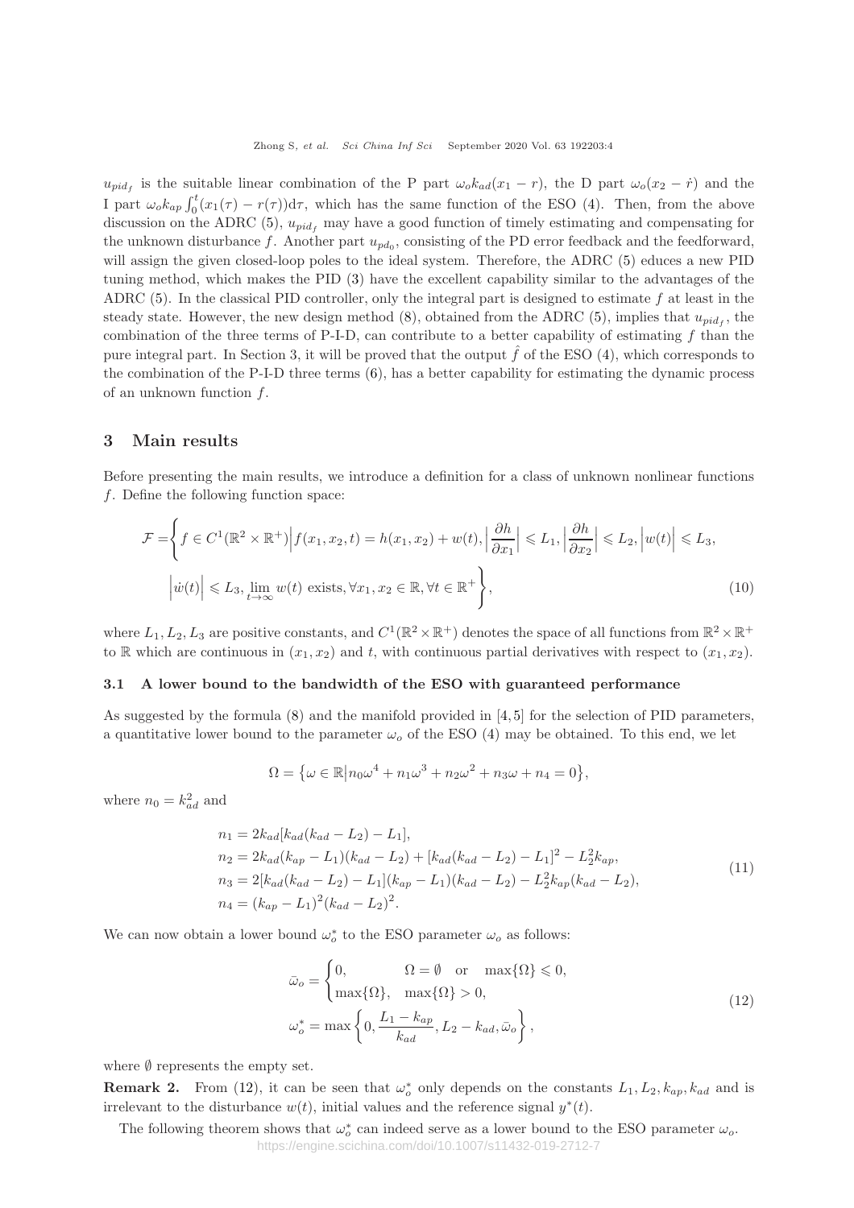$u_{pid_f}$ is the suitable linear combination of the P part $\omega_o k_{ad}(x_1 - r)$, the D part $\omega_o(x_2 - \dot{r})$ and the I part $\omega_o k_{ap} \int_0^t (x_1(\tau) - r(\tau))\mathrm{d}\tau$, which has the same function of the ESO (4). Then, from the above discussion on the ADRC (5), $u_{pid_f}$ may have a good function of timely estimating and compensating for the unknown disturbance $f$. Another part $u_{pd_0}$, consisting of the PD error feedback and the feedforward, will assign the given closed-loop poles to the ideal system. Therefore, the ADRC (5) educes a new PID tuning method, which makes the PID (3) have the excellent capability similar to the advantages of the ADRC (5). In the classical PID controller, only the integral part is designed to estimate $f$ at least in the steady state. However, the new design method (8), obtained from the ADRC (5), implies that $u_{pid_f}$, the combination of the three terms of P-I-D, can contribute to a better capability of estimating $f$ than the pure integral part. In Section 3, it will be proved that the output $\hat{f}$ of the ESO (4), which corresponds to the combination of the P-I-D three terms (6), has a better capability for estimating the dynamic process of an unknown function $f$.

## 3 Main results

Before presenting the main results, we introduce a definition for a class of unknown nonlinear functions $f$. Define the following function space:

$$\mathcal{F} = \Bigg\{ f \in C^1(\mathbb{R}^2 \times \mathbb{R}^+) \Big| f(x_1, x_2, t) = h(x_1, x_2) + w(t), \Big|\frac{\partial h}{\partial x_1}\Big| \leqslant L_1, \Big|\frac{\partial h}{\partial x_2}\Big| \leqslant L_2, \Big|w(t)\Big| \leqslant L_3,$$
$$\Big|\dot{w}(t)\Big| \leqslant L_3, \lim_{t\to\infty} w(t) \text{ exists}, \forall x_1, x_2 \in \mathbb{R}, \forall t \in \mathbb{R}^+ \Bigg\}, \tag{10}$$

where $L_1, L_2, L_3$ are positive constants, and $C^1(\mathbb{R}^2 \times \mathbb{R}^+)$ denotes the space of all functions from $\mathbb{R}^2 \times \mathbb{R}^+$ to $\mathbb{R}$ which are continuous in $(x_1, x_2)$ and $t$, with continuous partial derivatives with respect to $(x_1, x_2)$.

### 3.1 A lower bound to the bandwidth of the ESO with guaranteed performance

As suggested by the formula (8) and the manifold provided in [4, 5] for the selection of PID parameters, a quantitative lower bound to the parameter $\omega_o$ of the ESO (4) may be obtained. To this end, we let

$$\Omega = \big\{\omega \in \mathbb{R} \big| n_0\omega^4 + n_1\omega^3 + n_2\omega^2 + n_3\omega + n_4 = 0\big\},$$

where $n_0 = k_{ad}^2$ and

$$\begin{aligned}
n_1 &= 2k_{ad}[k_{ad}(k_{ad} - L_2) - L_1],\\
n_2 &= 2k_{ad}(k_{ap} - L_1)(k_{ad} - L_2) + [k_{ad}(k_{ad} - L_2) - L_1]^2 - L_2^2 k_{ap},\\
n_3 &= 2[k_{ad}(k_{ad} - L_2) - L_1](k_{ap} - L_1)(k_{ad} - L_2) - L_2^2 k_{ap}(k_{ad} - L_2),\\
n_4 &= (k_{ap} - L_1)^2(k_{ad} - L_2)^2.
\end{aligned} \tag{11}$$

We can now obtain a lower bound $\omega_o^*$ to the ESO parameter $\omega_o$ as follows:

$$\begin{aligned}
\bar{\omega}_o &= \begin{cases} 0, & \Omega = \emptyset \quad \text{or} \quad \max\{\Omega\} \leqslant 0,\\ \max\{\Omega\}, & \max\{\Omega\} > 0, \end{cases}\\
\omega_o^* &= \max\left\{0, \frac{L_1 - k_{ap}}{k_{ad}}, L_2 - k_{ad}, \bar{\omega}_o\right\},
\end{aligned} \tag{12}$$

where $\emptyset$ represents the empty set.

**Remark 2.** From (12), it can be seen that $\omega_o^*$ only depends on the constants $L_1, L_2, k_{ap}, k_{ad}$ and is irrelevant to the disturbance $w(t)$, initial values and the reference signal $y^*(t)$.

The following theorem shows that $\omega_o^*$ can indeed serve as a lower bound to the ESO parameter $\omega_o$.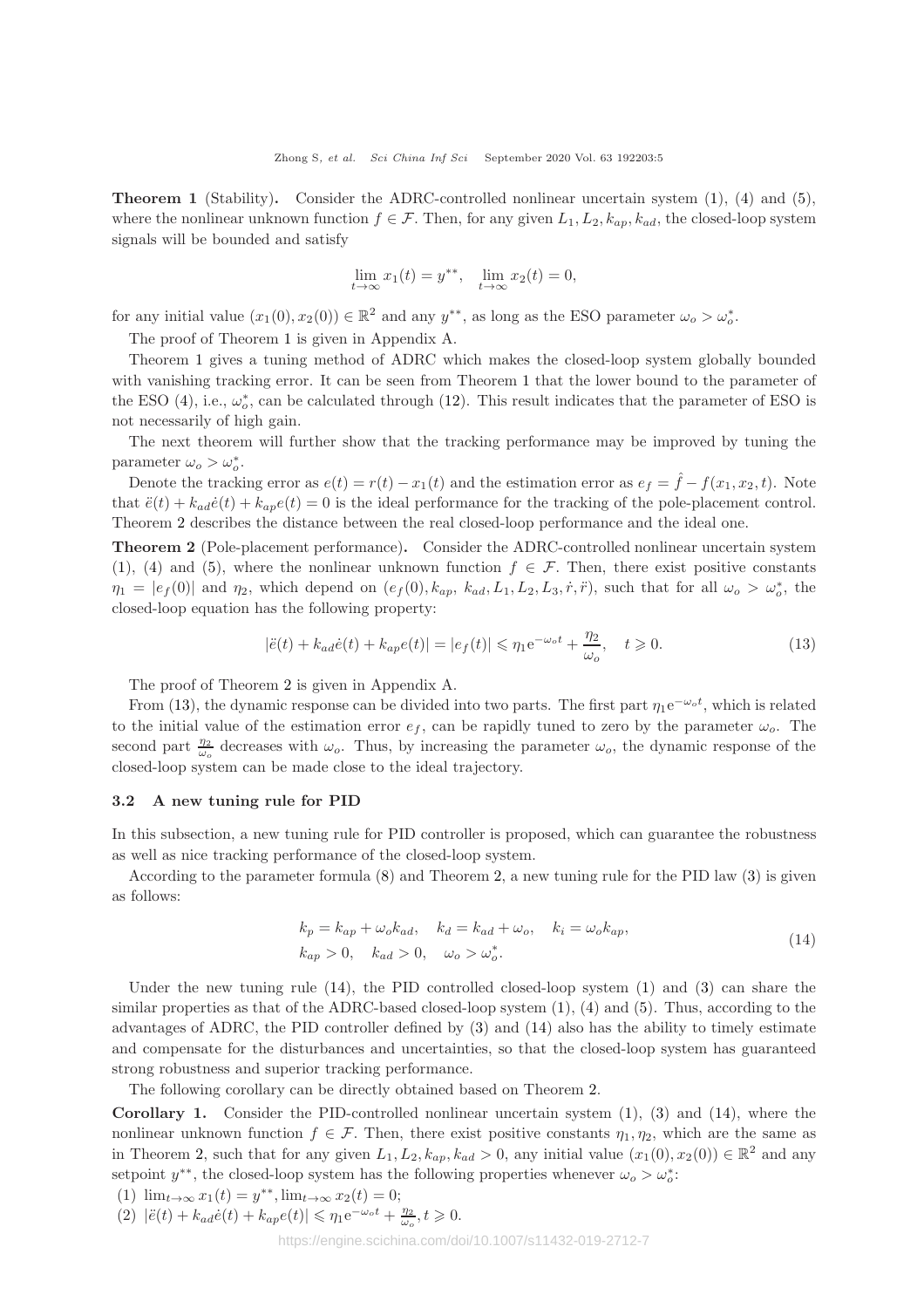**Theorem 1** (Stability)**.** Consider the ADRC-controlled nonlinear uncertain system (1), (4) and (5), where the nonlinear unknown function $f \in \mathcal{F}$. Then, for any given $L_1, L_2, k_{ap}, k_{ad}$, the closed-loop system signals will be bounded and satisfy

$$\lim_{t\to\infty} x_1(t) = y^{**}, \quad \lim_{t\to\infty} x_2(t) = 0,$$

for any initial value $(x_1(0), x_2(0)) \in \mathbb{R}^2$ and any $y^{**}$, as long as the ESO parameter $\omega_o > \omega_o^*$.

The proof of Theorem 1 is given in Appendix A.

Theorem 1 gives a tuning method of ADRC which makes the closed-loop system globally bounded with vanishing tracking error. It can be seen from Theorem 1 that the lower bound to the parameter of the ESO (4), i.e., $\omega_o^*$, can be calculated through (12). This result indicates that the parameter of ESO is not necessarily of high gain.

The next theorem will further show that the tracking performance may be improved by tuning the parameter $\omega_o > \omega_o^*$.

Denote the tracking error as $e(t) = r(t) - x_1(t)$ and the estimation error as $e_f = \hat{f} - f(x_1, x_2, t)$. Note that $\ddot{e}(t) + k_{ad}\dot{e}(t) + k_{ap}e(t) = 0$ is the ideal performance for the tracking of the pole-placement control. Theorem 2 describes the distance between the real closed-loop performance and the ideal one.

**Theorem 2** (Pole-placement performance)**.** Consider the ADRC-controlled nonlinear uncertain system (1), (4) and (5), where the nonlinear unknown function $f \in \mathcal{F}$. Then, there exist positive constants $\eta_1 = |e_f(0)|$ and $\eta_2$, which depend on $(e_f(0), k_{ap}, k_{ad}, L_1, L_2, L_3, \dot{r}, \ddot{r})$, such that for all $\omega_o > \omega_o^*$, the closed-loop equation has the following property:

$$|\ddot{e}(t) + k_{ad}\dot{e}(t) + k_{ap}e(t)| = |e_f(t)| \leqslant \eta_1 \mathrm{e}^{-\omega_o t} + \frac{\eta_2}{\omega_o}, \quad t \geqslant 0. \tag{13}$$

The proof of Theorem 2 is given in Appendix A.

From (13), the dynamic response can be divided into two parts. The first part $\eta_1 \mathrm{e}^{-\omega_o t}$, which is related to the initial value of the estimation error $e_f$, can be rapidly tuned to zero by the parameter $\omega_o$. The second part $\frac{\eta_2}{\omega_o}$ decreases with $\omega_o$. Thus, by increasing the parameter $\omega_o$, the dynamic response of the closed-loop system can be made close to the ideal trajectory.

### 3.2 A new tuning rule for PID

In this subsection, a new tuning rule for PID controller is proposed, which can guarantee the robustness as well as nice tracking performance of the closed-loop system.

According to the parameter formula (8) and Theorem 2, a new tuning rule for the PID law (3) is given as follows:

$$\begin{aligned} &k_p = k_{ap} + \omega_o k_{ad}, \quad k_d = k_{ad} + \omega_o, \quad k_i = \omega_o k_{ap}, \\ &k_{ap} > 0, \quad k_{ad} > 0, \quad \omega_o > \omega_o^*. \end{aligned} \tag{14}$$

Under the new tuning rule (14), the PID controlled closed-loop system (1) and (3) can share the similar properties as that of the ADRC-based closed-loop system (1), (4) and (5). Thus, according to the advantages of ADRC, the PID controller defined by (3) and (14) also has the ability to timely estimate and compensate for the disturbances and uncertainties, so that the closed-loop system has guaranteed strong robustness and superior tracking performance.

The following corollary can be directly obtained based on Theorem 2.

**Corollary 1.** Consider the PID-controlled nonlinear uncertain system (1), (3) and (14), where the nonlinear unknown function $f \in \mathcal{F}$. Then, there exist positive constants $\eta_1, \eta_2$, which are the same as in Theorem 2, such that for any given $L_1, L_2, k_{ap}, k_{ad} > 0$, any initial value $(x_1(0), x_2(0)) \in \mathbb{R}^2$ and any setpoint $y^{**}$, the closed-loop system has the following properties whenever $\omega_o > \omega_o^*$:

(1) $\lim_{t\to\infty} x_1(t) = y^{**}, \lim_{t\to\infty} x_2(t) = 0$;

(2) $|\ddot{e}(t) + k_{ad}\dot{e}(t) + k_{ap}e(t)| \leqslant \eta_1 \mathrm{e}^{-\omega_o t} + \frac{\eta_2}{\omega_o}, t \geqslant 0$.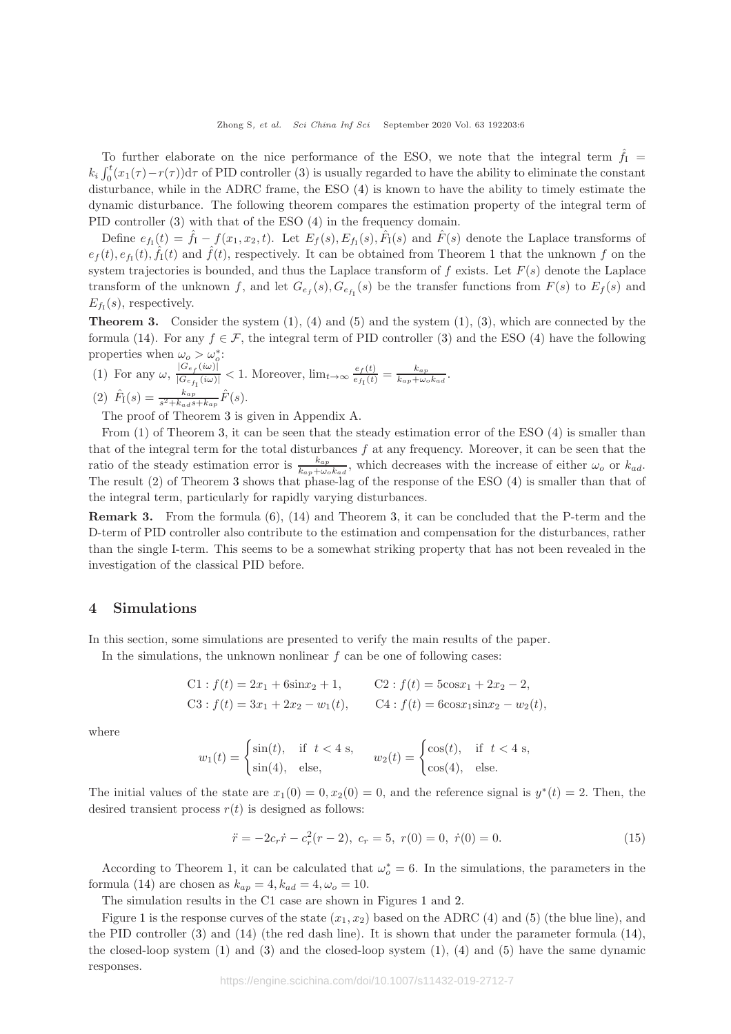To further elaborate on the nice performance of the ESO, we note that the integral term $\hat{f}_{\rm I} = k_i\int_0^t (x_1(\tau)-r(\tau))\mathrm{d}\tau$ of PID controller (3) is usually regarded to have the ability to eliminate the constant disturbance, while in the ADRC frame, the ESO (4) is known to have the ability to timely estimate the dynamic disturbance. The following theorem compares the estimation property of the integral term of PID controller (3) with that of the ESO (4) in the frequency domain.

Define $e_{f_{\rm I}}(t) = \hat{f}_{\rm I} - f(x_1, x_2, t)$. Let $E_f(s), E_{f_{\rm I}}(s), \hat{F}_{\rm I}(s)$ and $\hat{F}(s)$ denote the Laplace transforms of $e_f(t), e_{f_{\rm I}}(t), \hat{f}_{\rm I}(t)$ and $\hat{f}(t)$, respectively. It can be obtained from Theorem 1 that the unknown $f$ on the system trajectories is bounded, and thus the Laplace transform of $f$ exists. Let $F(s)$ denote the Laplace transform of the unknown $f$, and let $G_{e_f}(s), G_{e_{f_{\rm I}}}(s)$ be the transfer functions from $F(s)$ to $E_f(s)$ and $E_{f_{\rm I}}(s)$, respectively.

**Theorem 3.** Consider the system (1), (4) and (5) and the system (1), (3), which are connected by the formula (14). For any $f \in \mathcal{F}$, the integral term of PID controller (3) and the ESO (4) have the following properties when $\omega_o > \omega_o^*$:

(1) For any $\omega$, $\frac{|G_{e_f}(i\omega)|}{|G_{e_{f_{\rm I}}}(i\omega)|} < 1$. Moreover, $\lim_{t\to\infty} \frac{e_f(t)}{e_{f_{\rm I}}(t)} = \frac{k_{ap}}{k_{ap}+\omega_o k_{ad}}$.

(2) $\hat{F}_{\rm I}(s) = \frac{k_{ap}}{s^2+k_{ad}s+k_{ap}}\hat{F}(s)$.

The proof of Theorem 3 is given in Appendix A.

From (1) of Theorem 3, it can be seen that the steady estimation error of the ESO (4) is smaller than that of the integral term for the total disturbances $f$ at any frequency. Moreover, it can be seen that the ratio of the steady estimation error is $\frac{k_{ap}}{k_{ap}+\omega_o k_{ad}}$, which decreases with the increase of either $\omega_o$ or $k_{ad}$. The result (2) of Theorem 3 shows that phase-lag of the response of the ESO (4) is smaller than that of the integral term, particularly for rapidly varying disturbances.

**Remark 3.** From the formula (6), (14) and Theorem 3, it can be concluded that the P-term and the D-term of PID controller also contribute to the estimation and compensation for the disturbances, rather than the single I-term. This seems to be a somewhat striking property that has not been revealed in the investigation of the classical PID before.

## 4 Simulations

In this section, some simulations are presented to verify the main results of the paper.

In the simulations, the unknown nonlinear $f$ can be one of following cases:

$$\mathrm{C1}: f(t) = 2x_1 + 6\sin x_2 + 1, \qquad \mathrm{C2}: f(t) = 5\cos x_1 + 2x_2 - 2,$$
$$\mathrm{C3}: f(t) = 3x_1 + 2x_2 - w_1(t), \qquad \mathrm{C4}: f(t) = 6\cos x_1 \sin x_2 - w_2(t),$$

where

$$w_1(t) = \begin{cases} \sin(t), & \text{if } t < 4\ \mathrm{s}, \\ \sin(4), & \text{else}, \end{cases} \qquad w_2(t) = \begin{cases} \cos(t), & \text{if } t < 4\ \mathrm{s}, \\ \cos(4), & \text{else}. \end{cases}$$

The initial values of the state are $x_1(0) = 0, x_2(0) = 0$, and the reference signal is $y^*(t) = 2$. Then, the desired transient process $r(t)$ is designed as follows:

$$\ddot{r} = -2c_r\dot{r} - c_r^2(r-2),\ c_r = 5,\ r(0) = 0,\ \dot{r}(0) = 0. \tag{15}$$

According to Theorem 1, it can be calculated that $\omega_o^* = 6$. In the simulations, the parameters in the formula (14) are chosen as $k_{ap} = 4, k_{ad} = 4, \omega_o = 10$.

The simulation results in the C1 case are shown in Figures 1 and 2.

Figure 1 is the response curves of the state $(x_1, x_2)$ based on the ADRC (4) and (5) (the blue line), and the PID controller (3) and (14) (the red dash line). It is shown that under the parameter formula (14), the closed-loop system (1) and (3) and the closed-loop system (1), (4) and (5) have the same dynamic responses.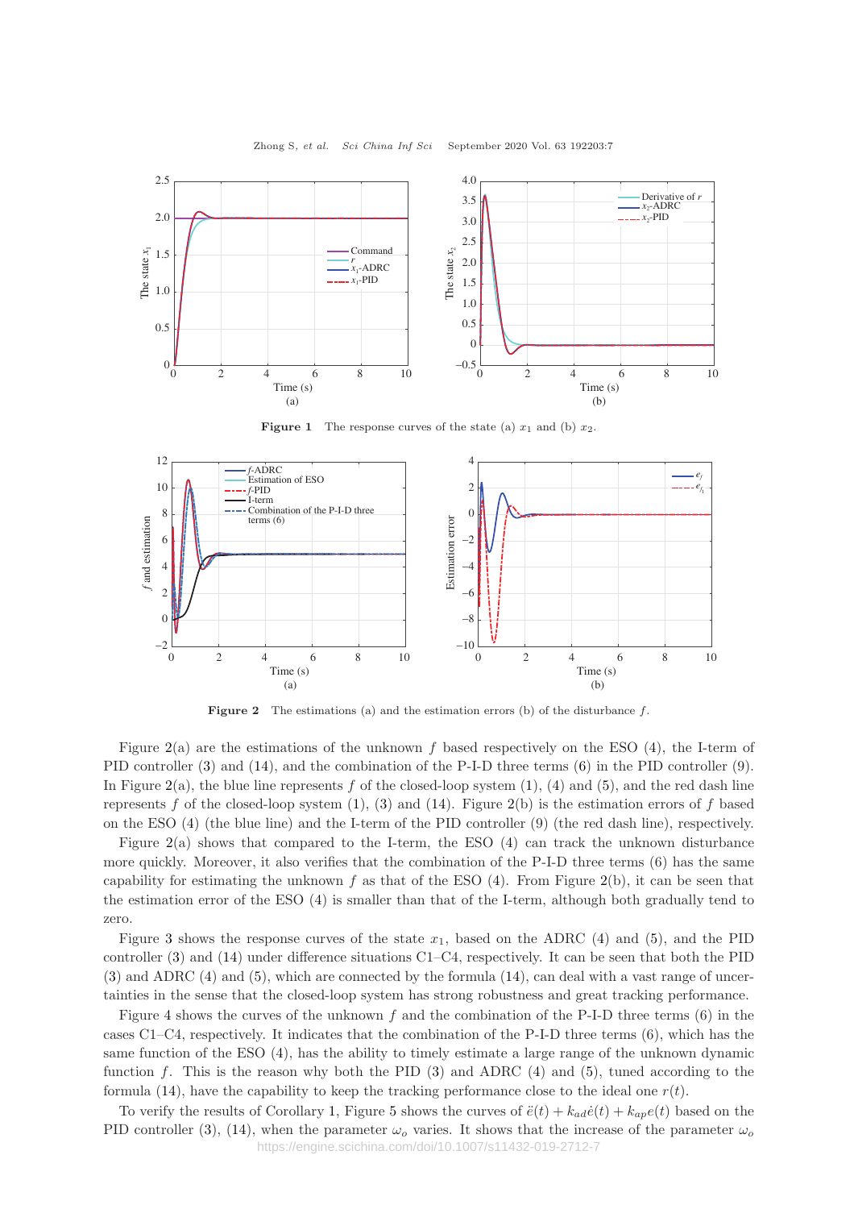2.5
2.0
1.5
1.0
0.5
0
0
2
4
6
8
10
Time (s)
The state $x_1$
Command
$r$
$x_1$-ADRC
$x_1$-PID
(a)

4.0
3.5
3.0
2.5
2.0
1.5
1.0
0.5
0
−0.5
0
2
4
6
8
10
Time (s)
The state $x_2$
Derivative of $r$
$x_2$-ADRC
$x_2$-PID
(b)

**Figure 1** The response curves of the state (a) $x_1$ and (b) $x_2$.

12
10
8
6
4
2
0
−2
0
2
4
6
8
10
Time (s)
$f$ and estimation
$f$-ADRC
Estimation of ESO
$f$-PID
I-term
Combination of the P-I-D three terms (6)
(a)

4
2
0
−2
−4
−6
−8
−10
0
2
4
6
8
10
Time (s)
Estimation error
$e_f$
$e_{f_1}$
(b)

**Figure 2** The estimations (a) and the estimation errors (b) of the disturbance $f$.

Figure 2(a) are the estimations of the unknown $f$ based respectively on the ESO (4), the I-term of PID controller (3) and (14), and the combination of the P-I-D three terms (6) in the PID controller (9). In Figure 2(a), the blue line represents $f$ of the closed-loop system (1), (4) and (5), and the red dash line represents $f$ of the closed-loop system (1), (3) and (14). Figure 2(b) is the estimation errors of $f$ based on the ESO (4) (the blue line) and the I-term of the PID controller (9) (the red dash line), respectively.

Figure 2(a) shows that compared to the I-term, the ESO (4) can track the unknown disturbance more quickly. Moreover, it also verifies that the combination of the P-I-D three terms (6) has the same capability for estimating the unknown $f$ as that of the ESO (4). From Figure 2(b), it can be seen that the estimation error of the ESO (4) is smaller than that of the I-term, although both gradually tend to zero.

Figure 3 shows the response curves of the state $x_1$, based on the ADRC (4) and (5), and the PID controller (3) and (14) under difference situations C1–C4, respectively. It can be seen that both the PID (3) and ADRC (4) and (5), which are connected by the formula (14), can deal with a vast range of uncertainties in the sense that the closed-loop system has strong robustness and great tracking performance.

Figure 4 shows the curves of the unknown $f$ and the combination of the P-I-D three terms (6) in the cases C1–C4, respectively. It indicates that the combination of the P-I-D three terms (6), which has the same function of the ESO (4), has the ability to timely estimate a large range of the unknown dynamic function $f$. This is the reason why both the PID (3) and ADRC (4) and (5), tuned according to the formula (14), have the capability to keep the tracking performance close to the ideal one $r(t)$.

To verify the results of Corollary 1, Figure 5 shows the curves of $\ddot{e}(t) + k_{ad}\dot{e}(t) + k_{ap}e(t)$ based on the PID controller (3), (14), when the parameter $\omega_o$ varies. It shows that the increase of the parameter $\omega_o$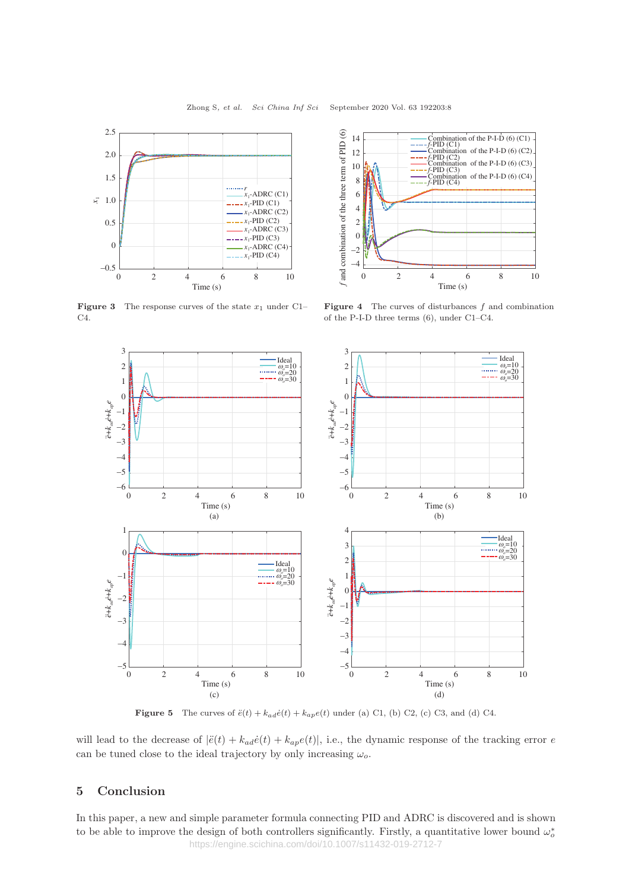2.5
2.0
1.5
1.0
0.5
0
−0.5
0
2
4
6
8
10
Time (s)
$x_1$
$r$
$x_1$-ADRC (C1)
$x_1$-PID (C1)
$x_1$-ADRC (C2)
$x_1$-PID (C2)
$x_1$-ADRC (C3)
$x_1$-PID (C3)
$x_1$-ADRC (C4)
$x_1$-PID (C4)

**Figure 3** The response curves of the state $x_1$ under C1–C4.

14
12
10
8
6
4
2
0
−2
−4
0
2
4
6
8
10
Time (s)
$f$ and combination of the three term of PID (6)
Combination of the P-I-D (6) (C1)
$f$-PID (C1)
Combination of the P-I-D (6) (C2)
$f$-PID (C2)
Combination of the P-I-D (6) (C3)
$f$-PID (C3)
Combination of the P-I-D (6) (C4)
$f$-PID (C4)

**Figure 4** The curves of disturbances $f$ and combination of the P-I-D three terms (6), under C1–C4.

(a)
3
2
1
0
−1
−2
−3
−4
−5
−6
0
2
4
6
8
10
Time (s)
$\ddot{e}+k_{ad}\dot{e}+k_{ap}e$
Ideal
$\omega_o$=10
$\omega_o$=20
$\omega_o$=30

(b)
3
2
1
0
−1
−2
−3
−4
−5
−6
0
2
4
6
8
10
Time (s)
$\ddot{e}+k_{ad}\dot{e}+k_{ap}e$
Ideal
$\omega_o$=10
$\omega_o$=20
$\omega_o$=30

(c)
1
0
−1
−2
−3
−4
−5
0
2
4
6
8
10
Time (s)
$\ddot{e}+k_{ad}\dot{e}+k_{ap}e$
Ideal
$\omega_o$=10
$\omega_o$=20
$\omega_o$=30

(d)
4
3
2
1
0
−1
−2
−3
−4
−5
0
2
4
6
8
10
Time (s)
$\ddot{e}+k_{ad}\dot{e}+k_{ap}e$
Ideal
$\omega_o$=10
$\omega_o$=20
$\omega_o$=30

**Figure 5** The curves of $\ddot{e}(t) + k_{ad}\dot{e}(t) + k_{ap}e(t)$ under (a) C1, (b) C2, (c) C3, and (d) C4.

will lead to the decrease of $|\ddot{e}(t) + k_{ad}\dot{e}(t) + k_{ap}e(t)|$, i.e., the dynamic response of the tracking error $e$ can be tuned close to the ideal trajectory by only increasing $\omega_o$.

## 5 Conclusion

In this paper, a new and simple parameter formula connecting PID and ADRC is discovered and is shown to be able to improve the design of both controllers significantly. Firstly, a quantitative lower bound $\omega_o^*$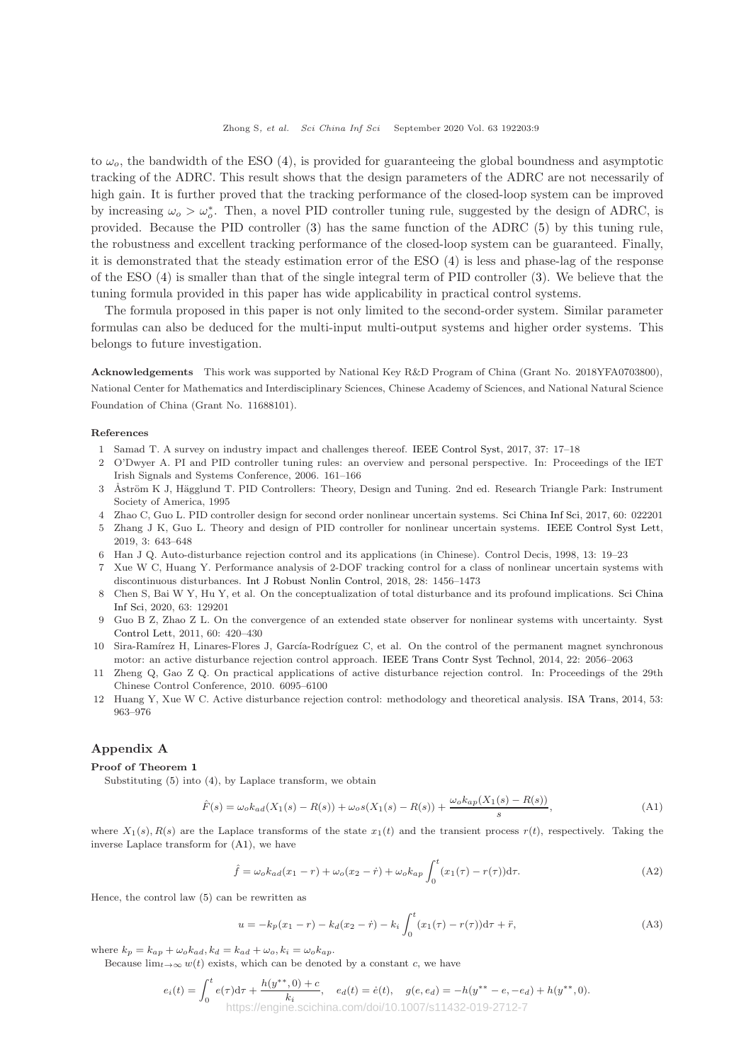to $\omega_o$, the bandwidth of the ESO (4), is provided for guaranteeing the global boundness and asymptotic tracking of the ADRC. This result shows that the design parameters of the ADRC are not necessarily of high gain. It is further proved that the tracking performance of the closed-loop system can be improved by increasing $\omega_o > \omega_o^*$. Then, a novel PID controller tuning rule, suggested by the design of ADRC, is provided. Because the PID controller (3) has the same function of the ADRC (5) by this tuning rule, the robustness and excellent tracking performance of the closed-loop system can be guaranteed. Finally, it is demonstrated that the steady estimation error of the ESO (4) is less and phase-lag of the response of the ESO (4) is smaller than that of the single integral term of PID controller (3). We believe that the tuning formula provided in this paper has wide applicability in practical control systems.

The formula proposed in this paper is not only limited to the second-order system. Similar parameter formulas can also be deduced for the multi-input multi-output systems and higher order systems. This belongs to future investigation.

**Acknowledgements** This work was supported by National Key R&D Program of China (Grant No. 2018YFA0703800), National Center for Mathematics and Interdisciplinary Sciences, Chinese Academy of Sciences, and National Natural Science Foundation of China (Grant No. 11688101).

**References**

1. Samad T. A survey on industry impact and challenges thereof. IEEE Control Syst, 2017, 37: 17–18
2. O'Dwyer A. PI and PID controller tuning rules: an overview and personal perspective. In: Proceedings of the IET Irish Signals and Systems Conference, 2006. 161–166
3. Åström K J, Hägglund T. PID Controllers: Theory, Design and Tuning. 2nd ed. Research Triangle Park: Instrument Society of America, 1995
4. Zhao C, Guo L. PID controller design for second order nonlinear uncertain systems. Sci China Inf Sci, 2017, 60: 022201
5. Zhang J K, Guo L. Theory and design of PID controller for nonlinear uncertain systems. IEEE Control Syst Lett, 2019, 3: 643–648
6. Han J Q. Auto-disturbance rejection control and its applications (in Chinese). Control Decis, 1998, 13: 19–23
7. Xue W C, Huang Y. Performance analysis of 2-DOF tracking control for a class of nonlinear uncertain systems with discontinuous disturbances. Int J Robust Nonlin Control, 2018, 28: 1456–1473
8. Chen S, Bai W Y, Hu Y, et al. On the conceptualization of total disturbance and its profound implications. Sci China Inf Sci, 2020, 63: 129201
9. Guo B Z, Zhao Z L. On the convergence of an extended state observer for nonlinear systems with uncertainty. Syst Control Lett, 2011, 60: 420–430
10. Sira-Ramírez H, Linares-Flores J, García-Rodríguez C, et al. On the control of the permanent magnet synchronous motor: an active disturbance rejection control approach. IEEE Trans Contr Syst Technol, 2014, 22: 2056–2063
11. Zheng Q, Gao Z Q. On practical applications of active disturbance rejection control. In: Proceedings of the 29th Chinese Control Conference, 2010. 6095–6100
12. Huang Y, Xue W C. Active disturbance rejection control: methodology and theoretical analysis. ISA Trans, 2014, 53: 963–976

## Appendix A

**Proof of Theorem 1**

Substituting (5) into (4), by Laplace transform, we obtain

$$\hat{F}(s) = \omega_o k_{ad}(X_1(s) - R(s)) + \omega_o s(X_1(s) - R(s)) + \frac{\omega_o k_{ap}(X_1(s) - R(s))}{s}, \tag{A1}$$

where $X_1(s), R(s)$ are the Laplace transforms of the state $x_1(t)$ and the transient process $r(t)$, respectively. Taking the inverse Laplace transform for (A1), we have

$$\hat{f} = \omega_o k_{ad}(x_1 - r) + \omega_o(x_2 - \dot{r}) + \omega_o k_{ap} \int_0^t (x_1(\tau) - r(\tau))\mathrm{d}\tau. \tag{A2}$$

Hence, the control law (5) can be rewritten as

$$u = -k_p(x_1 - r) - k_d(x_2 - \dot{r}) - k_i \int_0^t (x_1(\tau) - r(\tau))\mathrm{d}\tau + \ddot{r}, \tag{A3}$$

where $k_p = k_{ap} + \omega_o k_{ad}, k_d = k_{ad} + \omega_o, k_i = \omega_o k_{ap}$.

Because $\lim_{t\to\infty} w(t)$ exists, which can be denoted by a constant $c$, we have

$$e_i(t) = \int_0^t e(\tau)\mathrm{d}\tau + \frac{h(y^{**}, 0) + c}{k_i}, \quad e_d(t) = \dot{e}(t), \quad g(e, e_d) = -h(y^{**} - e, -e_d) + h(y^{**}, 0).$$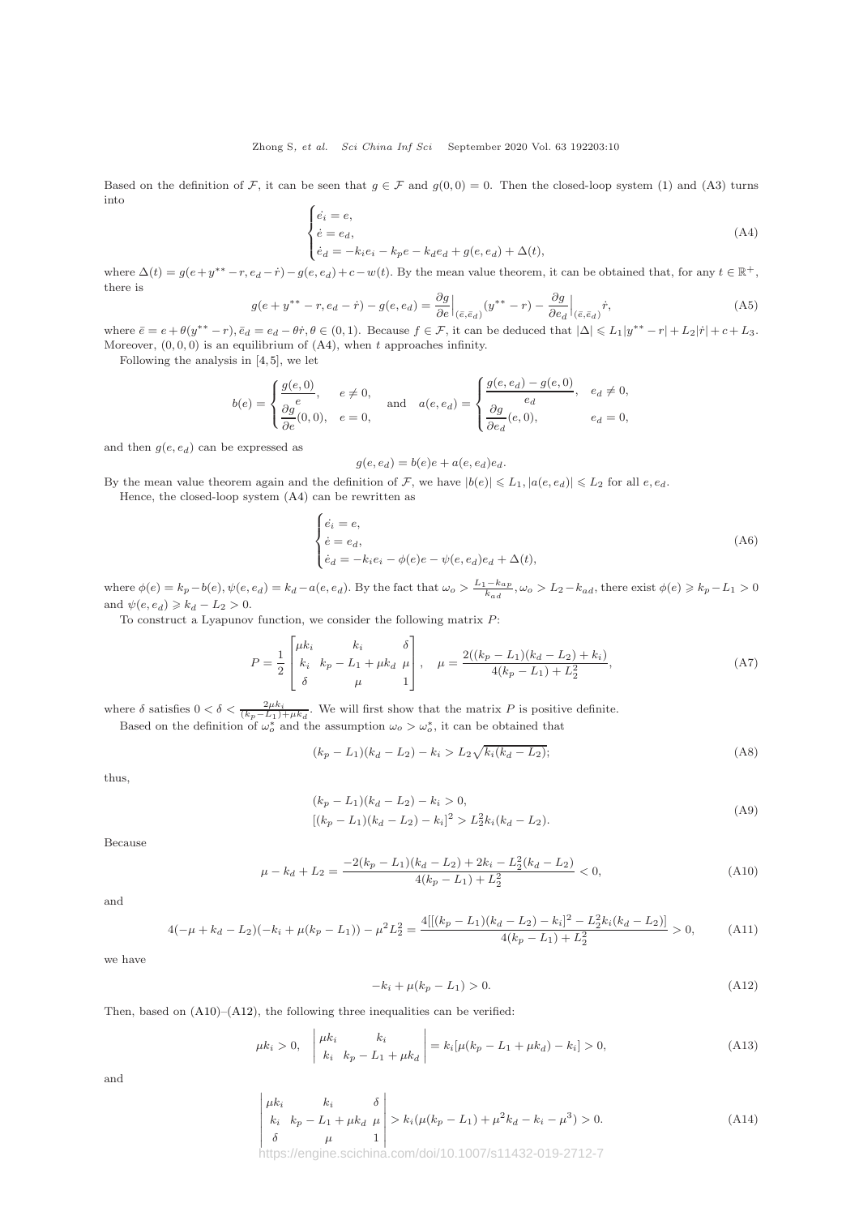Based on the definition of $\mathcal{F}$, it can be seen that $g \in \mathcal{F}$ and $g(0,0) = 0$. Then the closed-loop system (1) and (A3) turns into

$$\begin{cases} \dot{e_i} = e, \\ \dot{e} = e_d, \\ \dot{e}_d = -k_i e_i - k_p e - k_d e_d + g(e, e_d) + \Delta(t), \end{cases} \tag{A4}$$

where $\Delta(t) = g(e + y^{**} - r, e_d - \dot{r}) - g(e, e_d) + c - w(t)$. By the mean value theorem, it can be obtained that, for any $t \in \mathbb{R}^+$, there is

$$g(e + y^{**} - r, e_d - \dot{r}) - g(e, e_d) = \frac{\partial g}{\partial e}\Big|_{(\bar{e}, \bar{e}_d)} (y^{**} - r) - \frac{\partial g}{\partial e_d}\Big|_{(\bar{e}, \bar{e}_d)} \dot{r}, \tag{A5}$$

where $\bar{e} = e + \theta(y^{**} - r), \bar{e}_d = e_d - \theta \dot{r}, \theta \in (0, 1)$. Because $f \in \mathcal{F}$, it can be deduced that $|\Delta| \leqslant L_1 |y^{**} - r| + L_2 |\dot{r}| + c + L_3$. Moreover, $(0, 0, 0)$ is an equilibrium of (A4), when $t$ approaches infinity.

Following the analysis in [4, 5], we let

$$b(e) = \begin{cases} \dfrac{g(e, 0)}{e}, & e \neq 0, \\ \dfrac{\partial g}{\partial e}(0, 0), & e = 0, \end{cases} \quad \text{and} \quad a(e, e_d) = \begin{cases} \dfrac{g(e, e_d) - g(e, 0)}{e_d}, & e_d \neq 0, \\ \dfrac{\partial g}{\partial e_d}(e, 0), & e_d = 0, \end{cases}$$

and then $g(e, e_d)$ can be expressed as

$$g(e, e_d) = b(e)e + a(e, e_d)e_d.$$

By the mean value theorem again and the definition of $\mathcal{F}$, we have $|b(e)| \leqslant L_1, |a(e, e_d)| \leqslant L_2$ for all $e, e_d$.

Hence, the closed-loop system (A4) can be rewritten as

$$\begin{cases} \dot{e_i} = e, \\ \dot{e} = e_d, \\ \dot{e}_d = -k_i e_i - \phi(e)e - \psi(e, e_d)e_d + \Delta(t), \end{cases} \tag{A6}$$

where $\phi(e) = k_p - b(e), \psi(e, e_d) = k_d - a(e, e_d)$. By the fact that $\omega_o > \frac{L_1 - k_{ap}}{k_{ad}}, \omega_o > L_2 - k_{ad}$, there exist $\phi(e) \geqslant k_p - L_1 > 0$ and $\psi(e, e_d) \geqslant k_d - L_2 > 0$.

To construct a Lyapunov function, we consider the following matrix $P$:

$$P = \frac{1}{2} \begin{bmatrix} \mu k_i & k_i & \delta \\ k_i & k_p - L_1 + \mu k_d & \mu \\ \delta & \mu & 1 \end{bmatrix}, \quad \mu = \frac{2((k_p - L_1)(k_d - L_2) + k_i)}{4(k_p - L_1) + L_2^2}, \tag{A7}$$

where $\delta$ satisfies $0 < \delta < \frac{2\mu k_i}{(k_p - L_1) + \mu k_d}$. We will first show that the matrix $P$ is positive definite.

Based on the definition of $\omega_o^*$ and the assumption $\omega_o > \omega_o^*$, it can be obtained that

$$(k_p - L_1)(k_d - L_2) - k_i > L_2 \sqrt{k_i(k_d - L_2)}; \tag{A8}$$

thus,

$$\begin{aligned} &(k_p - L_1)(k_d - L_2) - k_i > 0, \\ &[(k_p - L_1)(k_d - L_2) - k_i]^2 > L_2^2 k_i (k_d - L_2). \end{aligned} \tag{A9}$$

Because

$$\mu - k_d + L_2 = \frac{-2(k_p - L_1)(k_d - L_2) + 2k_i - L_2^2(k_d - L_2)}{4(k_p - L_1) + L_2^2} < 0, \tag{A10}$$

and

$$4(-\mu + k_d - L_2)(-k_i + \mu(k_p - L_1)) - \mu^2 L_2^2 = \frac{4[[(k_p - L_1)(k_d - L_2) - k_i]^2 - L_2^2 k_i (k_d - L_2)]}{4(k_p - L_1) + L_2^2} > 0, \tag{A11}$$

we have

$$-k_i + \mu(k_p - L_1) > 0. \tag{A12}$$

Then, based on (A10)–(A12), the following three inequalities can be verified:

$$\mu k_i > 0, \quad \begin{vmatrix} \mu k_i & k_i \\ k_i & k_p - L_1 + \mu k_d \end{vmatrix} = k_i[\mu(k_p - L_1 + \mu k_d) - k_i] > 0, \tag{A13}$$

and

$$\begin{vmatrix} \mu k_i & k_i & \delta \\ k_i & k_p - L_1 + \mu k_d & \mu \\ \delta & \mu & 1 \end{vmatrix} > k_i(\mu(k_p - L_1) + \mu^2 k_d - k_i - \mu^3) > 0. \tag{A14}$$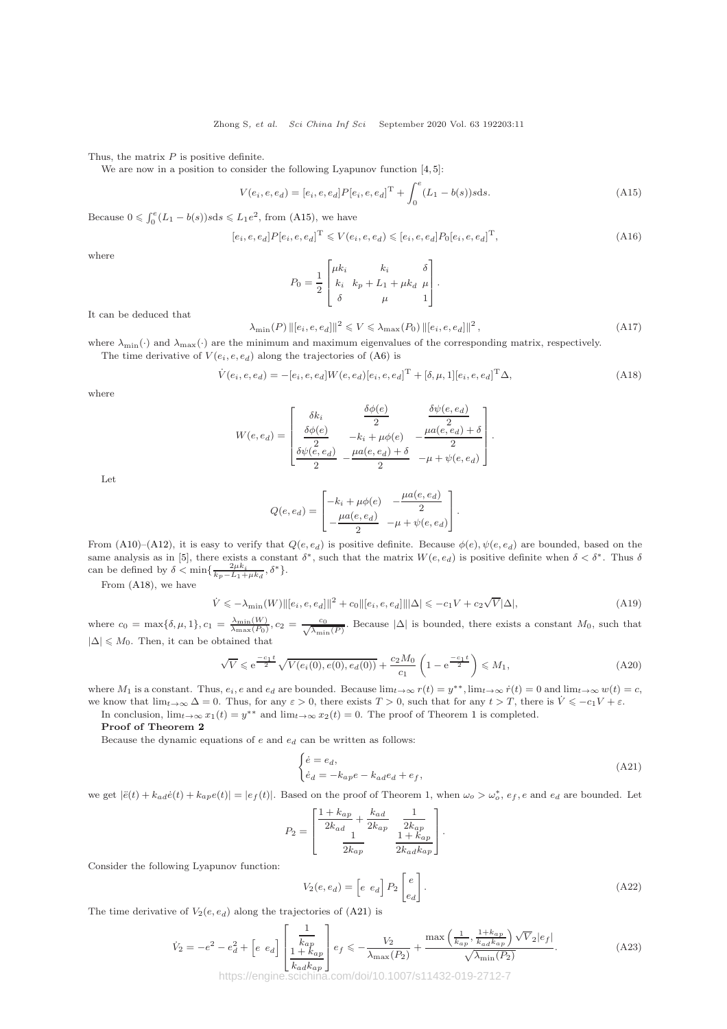Thus, the matrix $P$ is positive definite.

We are now in a position to consider the following Lyapunov function [4, 5]:

$$V(e_i, e, e_d) = [e_i, e, e_d]P[e_i, e, e_d]^{\mathrm{T}} + \int_0^e (L_1 - b(s))s\mathrm{d}s. \tag{A15}$$

Because $0 \leqslant \int_0^e (L_1 - b(s))s\mathrm{d}s \leqslant L_1 e^2$, from (A15), we have

$$[e_i, e, e_d]P[e_i, e, e_d]^{\mathrm{T}} \leqslant V(e_i, e, e_d) \leqslant [e_i, e, e_d]P_0[e_i, e, e_d]^{\mathrm{T}}, \tag{A16}$$

where

$$P_0 = \frac{1}{2}\begin{bmatrix} \mu k_i & k_i & \delta \\ k_i & k_p + L_1 + \mu k_d & \mu \\ \delta & \mu & 1 \end{bmatrix}.$$

It can be deduced that

$$\lambda_{\min}(P)\left\|[e_i, e, e_d]\right\|^2 \leqslant V \leqslant \lambda_{\max}(P_0)\left\|[e_i, e, e_d]\right\|^2, \tag{A17}$$

where $\lambda_{\min}(\cdot)$ and $\lambda_{\max}(\cdot)$ are the minimum and maximum eigenvalues of the corresponding matrix, respectively.

The time derivative of $V(e_i, e, e_d)$ along the trajectories of (A6) is

$$\dot{V}(e_i, e, e_d) = -[e_i, e, e_d]W(e, e_d)[e_i, e, e_d]^{\mathrm{T}} + [\delta, \mu, 1][e_i, e, e_d]^{\mathrm{T}}\Delta, \tag{A18}$$

where

$$W(e, e_d) = \begin{bmatrix} \delta k_i & \dfrac{\delta\phi(e)}{2} & \dfrac{\delta\psi(e, e_d)}{2} \\ \dfrac{\delta\phi(e)}{2} & -k_i + \mu\phi(e) & -\dfrac{\mu a(e, e_d) + \delta}{2} \\ \dfrac{\delta\psi(e, e_d)}{2} & -\dfrac{\mu a(e, e_d) + \delta}{2} & -\mu + \psi(e, e_d) \end{bmatrix}.$$

Let

$$Q(e, e_d) = \begin{bmatrix} -k_i + \mu\phi(e) & -\dfrac{\mu a(e, e_d)}{2} \\ -\dfrac{\mu a(e, e_d)}{2} & -\mu + \psi(e, e_d) \end{bmatrix}.$$

From (A10)–(A12), it is easy to verify that $Q(e, e_d)$ is positive definite. Because $\phi(e), \psi(e, e_d)$ are bounded, based on the same analysis as in [5], there exists a constant $\delta^*$, such that the matrix $W(e, e_d)$ is positive definite when $\delta < \delta^*$. Thus $\delta$ can be defined by $\delta < \min\{\frac{2\mu k_i}{k_p - L_1 + \mu k_d}, \delta^*\}$.

From (A18), we have

$$\dot{V} \leqslant -\lambda_{\min}(W)\|[e_i, e, e_d]\|^2 + c_0\|[e_i, e, e_d]\||\Delta| \leqslant -c_1 V + c_2\sqrt{V}|\Delta|, \tag{A19}$$

where $c_0 = \max\{\delta, \mu, 1\}$, $c_1 = \frac{\lambda_{\min}(W)}{\lambda_{\max}(P_0)}$, $c_2 = \frac{c_0}{\sqrt{\lambda_{\min}(P)}}$. Because $|\Delta|$ is bounded, there exists a constant $M_0$, such that $|\Delta| \leqslant M_0$. Then, it can be obtained that

$$\sqrt{V} \leqslant \mathrm{e}^{\frac{-c_1 t}{2}}\sqrt{V(e_i(0), e(0), e_d(0))} + \frac{c_2 M_0}{c_1}\left(1 - \mathrm{e}^{\frac{-c_1 t}{2}}\right) \leqslant M_1, \tag{A20}$$

where $M_1$ is a constant. Thus, $e_i, e$ and $e_d$ are bounded. Because $\lim_{t\to\infty} r(t) = y^{**}$, $\lim_{t\to\infty} \dot{r}(t) = 0$ and $\lim_{t\to\infty} w(t) = c$, we know that $\lim_{t\to\infty} \Delta = 0$. Thus, for any $\varepsilon > 0$, there exists $T > 0$, such that for any $t > T$, there is $\dot{V} \leqslant -c_1 V + \varepsilon$.

In conclusion, $\lim_{t\to\infty} x_1(t) = y^{**}$ and $\lim_{t\to\infty} x_2(t) = 0$. The proof of Theorem 1 is completed.

**Proof of Theorem 2**

Because the dynamic equations of $e$ and $e_d$ can be written as follows:

$$\begin{cases} \dot{e} = e_d, \\ \dot{e}_d = -k_{ap}e - k_{ad}e_d + e_f, \end{cases} \tag{A21}$$

we get $|\ddot{e}(t) + k_{ad}\dot{e}(t) + k_{ap}e(t)| = |e_f(t)|$. Based on the proof of Theorem 1, when $\omega_o > \omega_o^*$, $e_f, e$ and $e_d$ are bounded. Let

$$P_2 = \begin{bmatrix} \dfrac{1 + k_{ap}}{2k_{ad}} + \dfrac{k_{ad}}{2k_{ap}} & \dfrac{1}{2k_{ap}} \\ \dfrac{1}{2k_{ap}} & \dfrac{1 + k_{ap}}{2k_{ad}k_{ap}} \end{bmatrix}.$$

Consider the following Lyapunov function:

$$V_2(e, e_d) = \begin{bmatrix} e & e_d \end{bmatrix} P_2 \begin{bmatrix} e \\ e_d \end{bmatrix}. \tag{A22}$$

The time derivative of $V_2(e, e_d)$ along the trajectories of (A21) is

$$\dot{V}_2 = -e^2 - e_d^2 + \begin{bmatrix} e & e_d \end{bmatrix}\begin{bmatrix} \dfrac{1}{k_{ap}} \\ \dfrac{1 + k_{ap}}{k_{ad}k_{ap}} \end{bmatrix} e_f \leqslant -\frac{V_2}{\lambda_{\max}(P_2)} + \frac{\max\left(\frac{1}{k_{ap}}, \frac{1 + k_{ap}}{k_{ad}k_{ap}}\right)\sqrt{V_2}|e_f|}{\sqrt{\lambda_{\min}(P_2)}}. \tag{A23}$$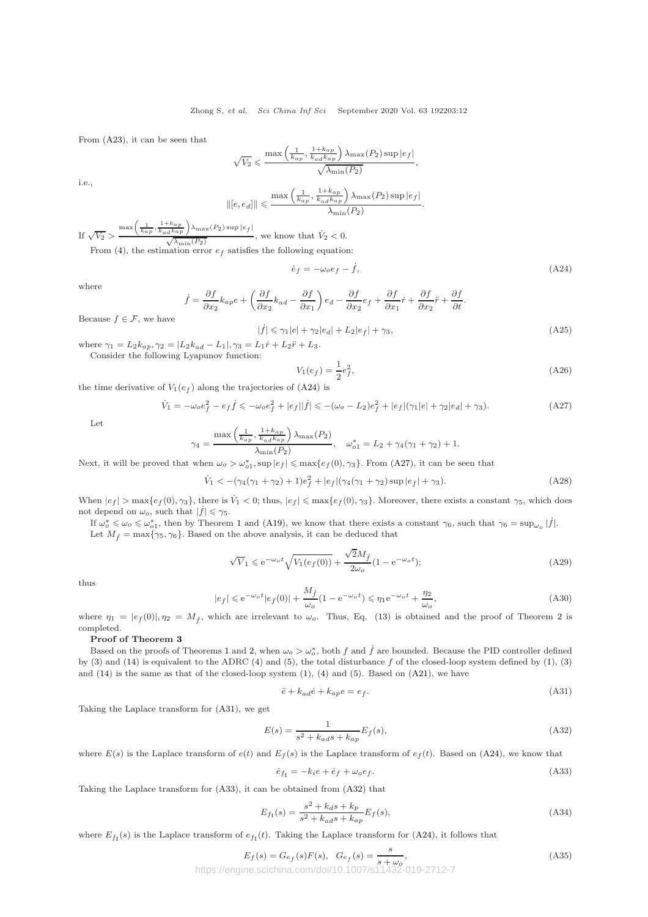From (A23), it can be seen that

$$\sqrt{V_2} \leqslant \frac{\max\left(\frac{1}{k_{ap}}, \frac{1+k_{ap}}{k_{ad}k_{ap}}\right)\lambda_{\max}(P_2)\sup|e_f|}{\sqrt{\lambda_{\min}(P_2)}},$$

i.e.,

$$\|[e, e_d]\| \leqslant \frac{\max\left(\frac{1}{k_{ap}}, \frac{1+k_{ap}}{k_{ad}k_{ap}}\right)\lambda_{\max}(P_2)\sup|e_f|}{\lambda_{\min}(P_2)}.$$

If $\sqrt{V_2} > \frac{\max\left(\frac{1}{k_{ap}}, \frac{1+k_{ap}}{k_{ad}k_{ap}}\right)\lambda_{\max}(P_2)\sup|e_f|}{\sqrt{\lambda_{\min}(P_2)}}$, we know that $\dot{V}_2 < 0$.

From (4), the estimation error $e_f$ satisfies the following equation:

$$\dot{e}_f = -\omega_o e_f - \dot{f}, \tag{A24}$$

where

$$\dot{f} = \frac{\partial f}{\partial x_2}k_{ap}e + \left(\frac{\partial f}{\partial x_2}k_{ad} - \frac{\partial f}{\partial x_1}\right)e_d - \frac{\partial f}{\partial x_2}e_f + \frac{\partial f}{\partial x_1}\dot{r} + \frac{\partial f}{\partial x_2}\ddot{r} + \frac{\partial f}{\partial t}.$$

Because $f \in \mathcal{F}$, we have

$$|\dot{f}| \leqslant \gamma_1|e| + \gamma_2|e_d| + L_2|e_f| + \gamma_3, \tag{A25}$$

where $\gamma_1 = L_2 k_{ap}, \gamma_2 = |L_2 k_{ad} - L_1|, \gamma_3 = L_1\dot{r} + L_2\ddot{r} + L_3$.

Consider the following Lyapunov function:

$$V_1(e_f) = \frac{1}{2}e_f^2, \tag{A26}$$

the time derivative of $V_1(e_f)$ along the trajectories of (A24) is

$$\dot{V}_1 = -\omega_o e_f^2 - e_f\dot{f} \leqslant -\omega_o e_f^2 + |e_f||\dot{f}| \leqslant -(\omega_o - L_2)e_f^2 + |e_f|(\gamma_1|e| + \gamma_2|e_d| + \gamma_3). \tag{A27}$$

Let

$$\gamma_4 = \frac{\max\left(\frac{1}{k_{ap}}, \frac{1+k_{ap}}{k_{ad}k_{ap}}\right)\lambda_{\max}(P_2)}{\lambda_{\min}(P_2)}, \quad \omega_{o1}^* = L_2 + \gamma_4(\gamma_1 + \gamma_2) + 1.$$

Next, it will be proved that when $\omega_o > \omega_{o1}^*, \sup|e_f| \leqslant \max\{e_f(0), \gamma_3\}$. From (A27), it can be seen that

$$\dot{V}_1 < -(\gamma_4(\gamma_1 + \gamma_2) + 1)e_f^2 + |e_f|(\gamma_4(\gamma_1 + \gamma_2)\sup|e_f| + \gamma_3). \tag{A28}$$

When $|e_f| > \max\{e_f(0), \gamma_3\}$, there is $\dot{V}_1 < 0$; thus, $|e_f| \leqslant \max\{e_f(0), \gamma_3\}$. Moreover, there exists a constant $\gamma_5$, which does not depend on $\omega_o$, such that $|\dot{f}| \leqslant \gamma_5$.

If $\omega_o^* \leqslant \omega_o \leqslant \omega_{o1}^*$, then by Theorem 1 and (A19), we know that there exists a constant $\gamma_6$, such that $\gamma_6 = \sup_{\omega_o}|\dot{f}|$.

Let $M_{\dot{f}} = \max\{\gamma_5, \gamma_6\}$. Based on the above analysis, it can be deduced that

$$\sqrt{V}_1 \leqslant \mathrm{e}^{-\omega_o t}\sqrt{V_1(e_f(0))} + \frac{\sqrt{2}M_{\dot{f}}}{2\omega_o}(1 - \mathrm{e}^{-\omega_o t}); \tag{A29}$$

thus

$$|e_f| \leqslant \mathrm{e}^{-\omega_o t}|e_f(0)| + \frac{M_{\dot{f}}}{\omega_o}(1 - \mathrm{e}^{-\omega_o t}) \leqslant \eta_1 \mathrm{e}^{-\omega_o t} + \frac{\eta_2}{\omega_o}, \tag{A30}$$

where $\eta_1 = |e_f(0)|, \eta_2 = M_{\dot{f}}$, which are irrelevant to $\omega_o$. Thus, Eq. (13) is obtained and the proof of Theorem 2 is completed.

**Proof of Theorem 3**

Based on the proofs of Theorems 1 and 2, when $\omega_o > \omega_o^*$, both $f$ and $\dot{f}$ are bounded. Because the PID controller defined by (3) and (14) is equivalent to the ADRC (4) and (5), the total disturbance $f$ of the closed-loop system defined by (1), (3) and (14) is the same as that of the closed-loop system (1), (4) and (5). Based on (A21), we have

$$\ddot{e} + k_{ad}\dot{e} + k_{ap}e = e_f. \tag{A31}$$

Taking the Laplace transform for (A31), we get

$$E(s) = \frac{1}{s^2 + k_{ad}s + k_{ap}}E_f(s), \tag{A32}$$

where $E(s)$ is the Laplace transform of $e(t)$ and $E_f(s)$ is the Laplace transform of $e_f(t)$. Based on (A24), we know that

$$\dot{e}_{f_1} = -k_i e + \dot{e}_f + \omega_o e_f. \tag{A33}$$

Taking the Laplace transform for (A33), it can be obtained from (A32) that

$$E_{f_1}(s) = \frac{s^2 + k_d s + k_p}{s^2 + k_{ad}s + k_{ap}}E_f(s), \tag{A34}$$

where $E_{f_1}(s)$ is the Laplace transform of $e_{f_1}(t)$. Taking the Laplace transform for (A24), it follows that

$$E_f(s) = G_{e_f}(s)F(s), \quad G_{e_f}(s) = \frac{s}{s + \omega_o}, \tag{A35}$$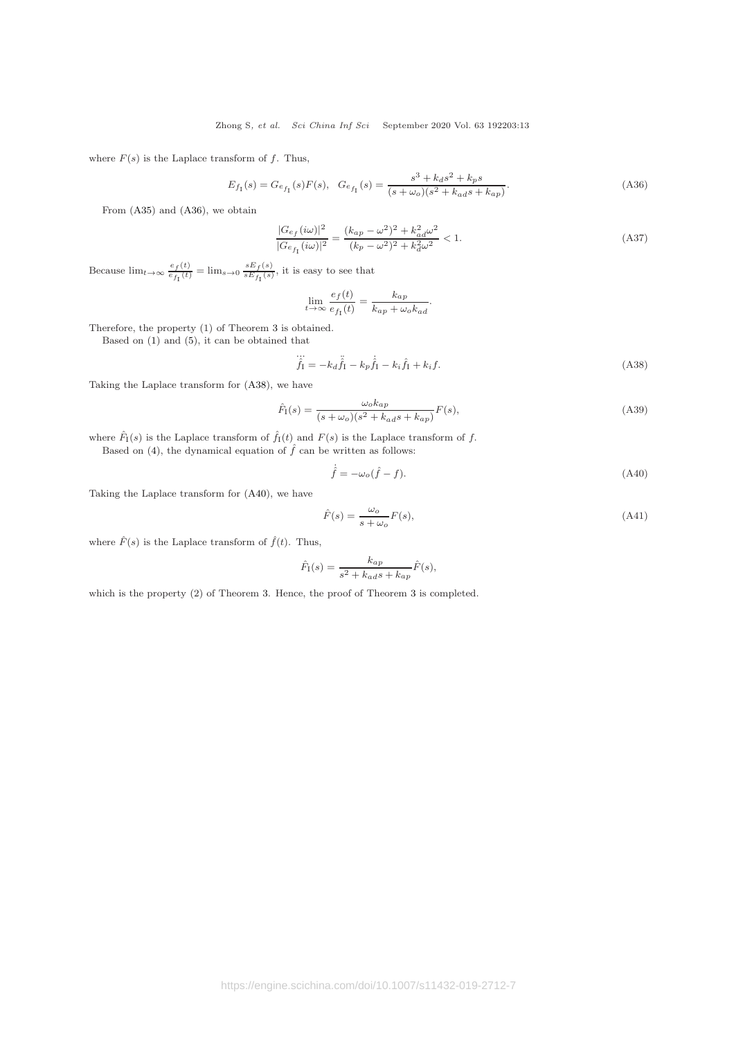where $F(s)$ is the Laplace transform of $f$. Thus,

$$E_{f_{\rm I}}(s) = G_{e_{f_{\rm I}}}(s)F(s), \quad G_{e_{f_{\rm I}}}(s) = \frac{s^3 + k_d s^2 + k_p s}{(s+\omega_o)(s^2 + k_{ad}s + k_{ap})}. \tag{A36}$$

From (A35) and (A36), we obtain

$$\frac{|G_{e_f}(i\omega)|^2}{|G_{e_{f_{\rm I}}}(i\omega)|^2} = \frac{(k_{ap} - \omega^2)^2 + k_{ad}^2\omega^2}{(k_p - \omega^2)^2 + k_d^2\omega^2} < 1. \tag{A37}$$

Because $\lim_{t\to\infty} \frac{e_f(t)}{e_{f_{\rm I}}(t)} = \lim_{s\to 0} \frac{sE_f(s)}{sE_{f_{\rm I}}(s)}$, it is easy to see that

$$\lim_{t\to\infty} \frac{e_f(t)}{e_{f_{\rm I}}(t)} = \frac{k_{ap}}{k_{ap} + \omega_o k_{ad}}.$$

Therefore, the property (1) of Theorem 3 is obtained.

Based on (1) and (5), it can be obtained that

$$\dddot{\hat{f}}_{\rm I} = -k_d \ddot{\hat{f}}_{\rm I} - k_p \dot{\hat{f}}_{\rm I} - k_i \hat{f}_{\rm I} + k_i f. \tag{A38}$$

Taking the Laplace transform for (A38), we have

$$\hat{F}_{\rm I}(s) = \frac{\omega_o k_{ap}}{(s+\omega_o)(s^2 + k_{ad}s + k_{ap})}F(s), \tag{A39}$$

where $\hat{F}_{\rm I}(s)$ is the Laplace transform of $\hat{f}_{\rm I}(t)$ and $F(s)$ is the Laplace transform of $f$.

Based on (4), the dynamical equation of $\hat{f}$ can be written as follows:

$$\dot{\hat{f}} = -\omega_o(\hat{f} - f). \tag{A40}$$

Taking the Laplace transform for (A40), we have

$$\hat{F}(s) = \frac{\omega_o}{s+\omega_o}F(s), \tag{A41}$$

where $\hat{F}(s)$ is the Laplace transform of $\hat{f}(t)$. Thus,

$$\hat{F}_{\rm I}(s) = \frac{k_{ap}}{s^2 + k_{ad}s + k_{ap}}\hat{F}(s),$$

which is the property (2) of Theorem 3. Hence, the proof of Theorem 3 is completed.